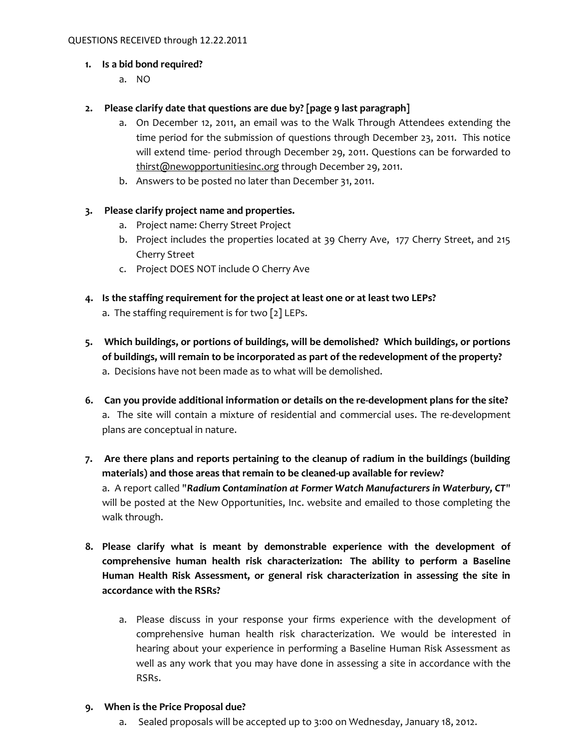QUESTIONS RECEIVED through 12.22.2011

1. **Is a bid bond required?**
   a. NO

2. **Please clarify date that questions are due by? [page 9 last paragraph]**
   a. On December 12, 2011, an email was to the Walk Through Attendees extending the time period for the submission of questions through December 23, 2011. This notice will extend time- period through December 29, 2011. Questions can be forwarded to thirst@newopportunitiesinc.org through December 29, 2011.
   b. Answers to be posted no later than December 31, 2011.

3. **Please clarify project name and properties.**
   a. Project name: Cherry Street Project
   b. Project includes the properties located at 39 Cherry Ave, 177 Cherry Street, and 215 Cherry Street
   c. Project DOES NOT include O Cherry Ave

4. **Is the staffing requirement for the project at least one or at least two LEPs?**
   a. The staffing requirement is for two [2] LEPs.

5. **Which buildings, or portions of buildings, will be demolished? Which buildings, or portions of buildings, will remain to be incorporated as part of the redevelopment of the property?**
   a. Decisions have not been made as to what will be demolished.

6. **Can you provide additional information or details on the re-development plans for the site?**
   a. The site will contain a mixture of residential and commercial uses. The re-development plans are conceptual in nature.

7. **Are there plans and reports pertaining to the cleanup of radium in the buildings (building materials) and those areas that remain to be cleaned-up available for review?**
   a. A report called **"*Radium Contamination at Former Watch Manufacturers in Waterbury, CT*"** will be posted at the New Opportunities, Inc. website and emailed to those completing the walk through.

8. **Please clarify what is meant by demonstrable experience with the development of comprehensive human health risk characterization: The ability to perform a Baseline Human Health Risk Assessment, or general risk characterization in assessing the site in accordance with the RSRs?**

   a. Please discuss in your response your firms experience with the development of comprehensive human health risk characterization. We would be interested in hearing about your experience in performing a Baseline Human Risk Assessment as well as any work that you may have done in assessing a site in accordance with the RSRs.

9. **When is the Price Proposal due?**
   a. Sealed proposals will be accepted up to 3:00 on Wednesday, January 18, 2012.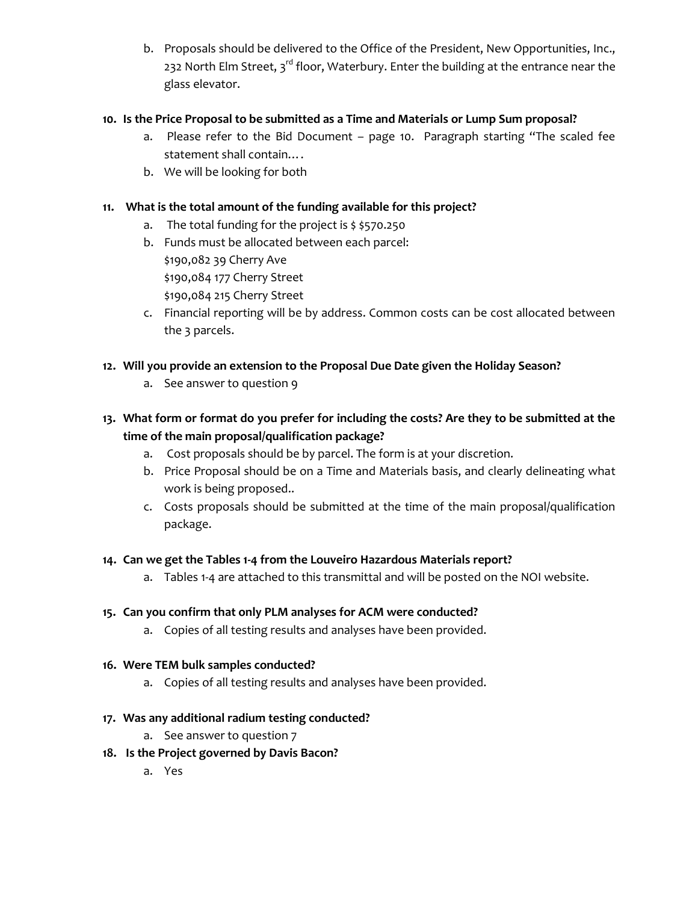b. Proposals should be delivered to the Office of the President, New Opportunities, Inc., 232 North Elm Street, 3rd floor, Waterbury. Enter the building at the entrance near the glass elevator.

**10. Is the Price Proposal to be submitted as a Time and Materials or Lump Sum proposal?**

a. Please refer to the Bid Document – page 10. Paragraph starting "The scaled fee statement shall contain….

b. We will be looking for both

**11. What is the total amount of the funding available for this project?**

a. The total funding for the project is $ $570.250

b. Funds must be allocated between each parcel:
$190,082 39 Cherry Ave
$190,084 177 Cherry Street
$190,084 215 Cherry Street

c. Financial reporting will be by address. Common costs can be cost allocated between the 3 parcels.

**12. Will you provide an extension to the Proposal Due Date given the Holiday Season?**

a. See answer to question 9

**13. What form or format do you prefer for including the costs? Are they to be submitted at the time of the main proposal/qualification package?**

a. Cost proposals should be by parcel. The form is at your discretion.

b. Price Proposal should be on a Time and Materials basis, and clearly delineating what work is being proposed..

c. Costs proposals should be submitted at the time of the main proposal/qualification package.

**14. Can we get the Tables 1-4 from the Louveiro Hazardous Materials report?**

a. Tables 1-4 are attached to this transmittal and will be posted on the NOI website.

**15. Can you confirm that only PLM analyses for ACM were conducted?**

a. Copies of all testing results and analyses have been provided.

**16. Were TEM bulk samples conducted?**

a. Copies of all testing results and analyses have been provided.

**17. Was any additional radium testing conducted?**

a. See answer to question 7

**18. Is the Project governed by Davis Bacon?**

a. Yes